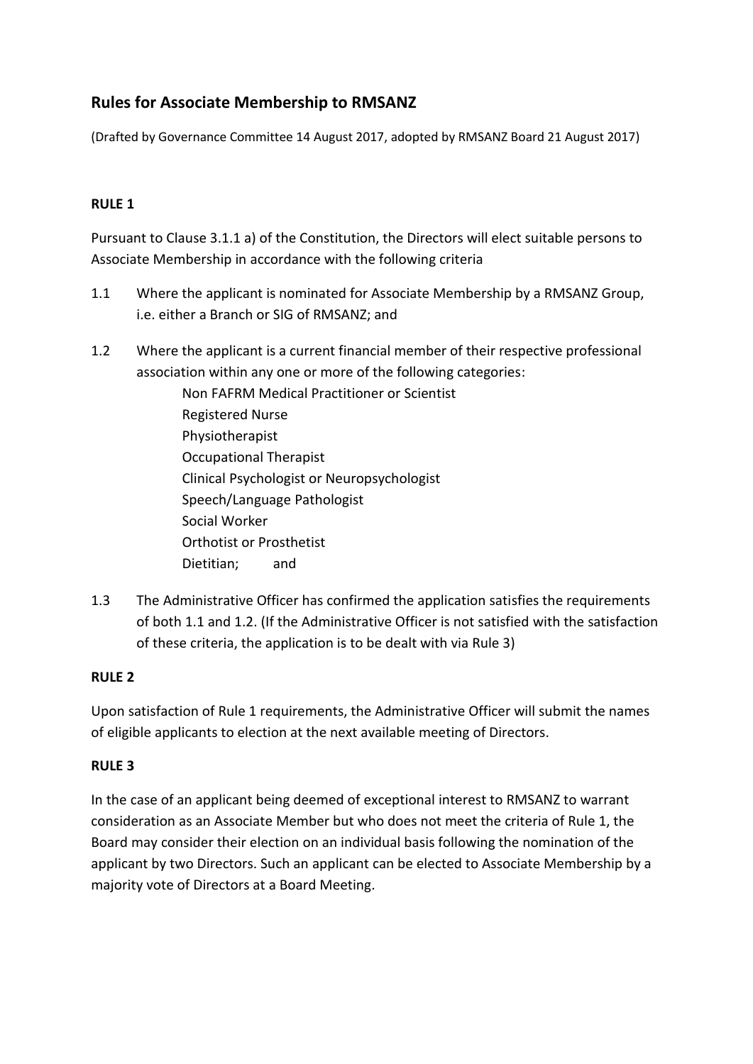## Rules for Associate Membership to RMSANZ

(Drafted by Governance Committee 14 August 2017, adopted by RMSANZ Board 21 August 2017)

**RULE 1**

Pursuant to Clause 3.1.1 a) of the Constitution, the Directors will elect suitable persons to Associate Membership in accordance with the following criteria

1.1 Where the applicant is nominated for Associate Membership by a RMSANZ Group, i.e. either a Branch or SIG of RMSANZ; and

1.2 Where the applicant is a current financial member of their respective professional association within any one or more of the following categories:
   - Non FAFRM Medical Practitioner or Scientist
   - Registered Nurse
   - Physiotherapist
   - Occupational Therapist
   - Clinical Psychologist or Neuropsychologist
   - Speech/Language Pathologist
   - Social Worker
   - Orthotist or Prosthetist
   - Dietitian; and

1.3 The Administrative Officer has confirmed the application satisfies the requirements of both 1.1 and 1.2. (If the Administrative Officer is not satisfied with the satisfaction of these criteria, the application is to be dealt with via Rule 3)

**RULE 2**

Upon satisfaction of Rule 1 requirements, the Administrative Officer will submit the names of eligible applicants to election at the next available meeting of Directors.

**RULE 3**

In the case of an applicant being deemed of exceptional interest to RMSANZ to warrant consideration as an Associate Member but who does not meet the criteria of Rule 1, the Board may consider their election on an individual basis following the nomination of the applicant by two Directors. Such an applicant can be elected to Associate Membership by a majority vote of Directors at a Board Meeting.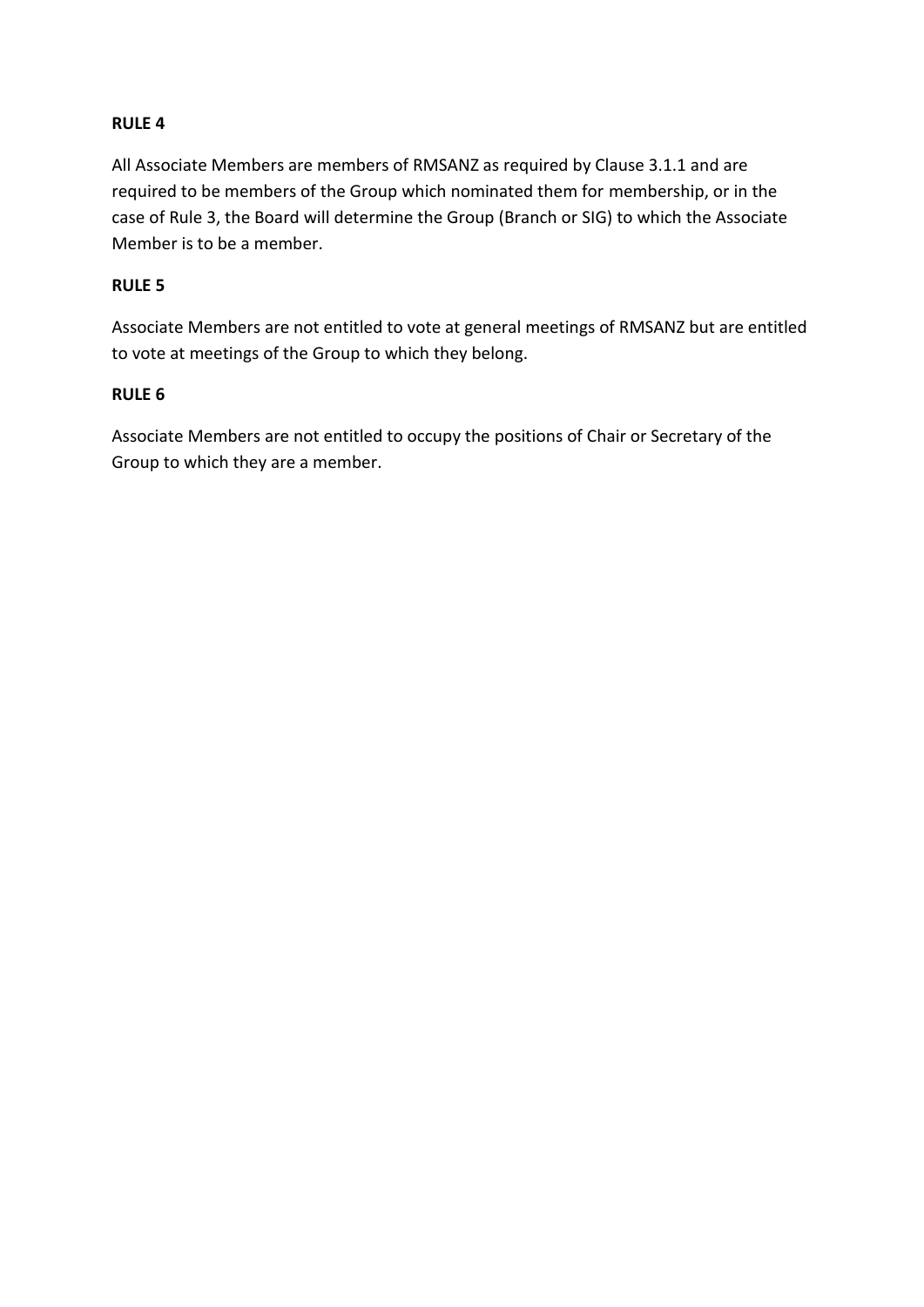**RULE 4**

All Associate Members are members of RMSANZ as required by Clause 3.1.1 and are required to be members of the Group which nominated them for membership, or in the case of Rule 3, the Board will determine the Group (Branch or SIG) to which the Associate Member is to be a member.

**RULE 5**

Associate Members are not entitled to vote at general meetings of RMSANZ but are entitled to vote at meetings of the Group to which they belong.

**RULE 6**

Associate Members are not entitled to occupy the positions of Chair or Secretary of the Group to which they are a member.